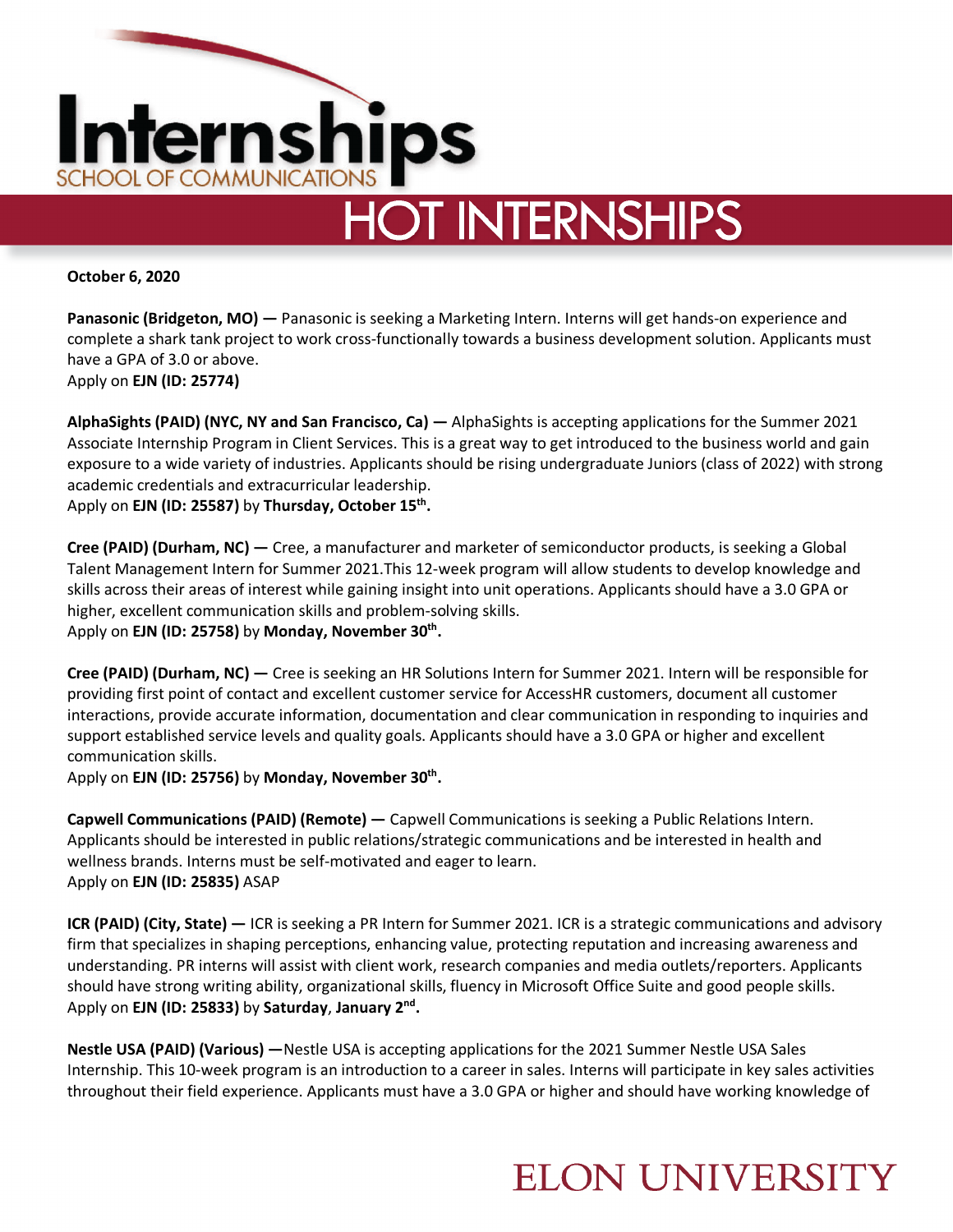# Internships

SCHOOL OF COMMUNICATIONS

## HOT INTERNSHIPS

**October 6, 2020**

**Panasonic (Bridgeton, MO) —** Panasonic is seeking a Marketing Intern. Interns will get hands-on experience and complete a shark tank project to work cross-functionally towards a business development solution. Applicants must have a GPA of 3.0 or above.
Apply on **EJN (ID: 25774)**

**AlphaSights (PAID) (NYC, NY and San Francisco, Ca) —** AlphaSights is accepting applications for the Summer 2021 Associate Internship Program in Client Services. This is a great way to get introduced to the business world and gain exposure to a wide variety of industries. Applicants should be rising undergraduate Juniors (class of 2022) with strong academic credentials and extracurricular leadership.
Apply on **EJN (ID: 25587)** by **Thursday, October 15th.**

**Cree (PAID) (Durham, NC) —** Cree, a manufacturer and marketer of semiconductor products, is seeking a Global Talent Management Intern for Summer 2021.This 12-week program will allow students to develop knowledge and skills across their areas of interest while gaining insight into unit operations. Applicants should have a 3.0 GPA or higher, excellent communication skills and problem-solving skills.
Apply on **EJN (ID: 25758)** by **Monday, November 30th.**

**Cree (PAID) (Durham, NC) —** Cree is seeking an HR Solutions Intern for Summer 2021. Intern will be responsible for providing first point of contact and excellent customer service for AccessHR customers, document all customer interactions, provide accurate information, documentation and clear communication in responding to inquiries and support established service levels and quality goals. Applicants should have a 3.0 GPA or higher and excellent communication skills.
Apply on **EJN (ID: 25756)** by **Monday, November 30th.**

**Capwell Communications (PAID) (Remote) —** Capwell Communications is seeking a Public Relations Intern. Applicants should be interested in public relations/strategic communications and be interested in health and wellness brands. Interns must be self-motivated and eager to learn.
Apply on **EJN (ID: 25835)** ASAP

**ICR (PAID) (City, State) —** ICR is seeking a PR Intern for Summer 2021. ICR is a strategic communications and advisory firm that specializes in shaping perceptions, enhancing value, protecting reputation and increasing awareness and understanding. PR interns will assist with client work, research companies and media outlets/reporters. Applicants should have strong writing ability, organizational skills, fluency in Microsoft Office Suite and good people skills.
Apply on **EJN (ID: 25833)** by **Saturday**, **January 2nd.**

**Nestle USA (PAID) (Various) —**Nestle USA is accepting applications for the 2021 Summer Nestle USA Sales Internship. This 10-week program is an introduction to a career in sales. Interns will participate in key sales activities throughout their field experience. Applicants must have a 3.0 GPA or higher and should have working knowledge of

ELON UNIVERSITY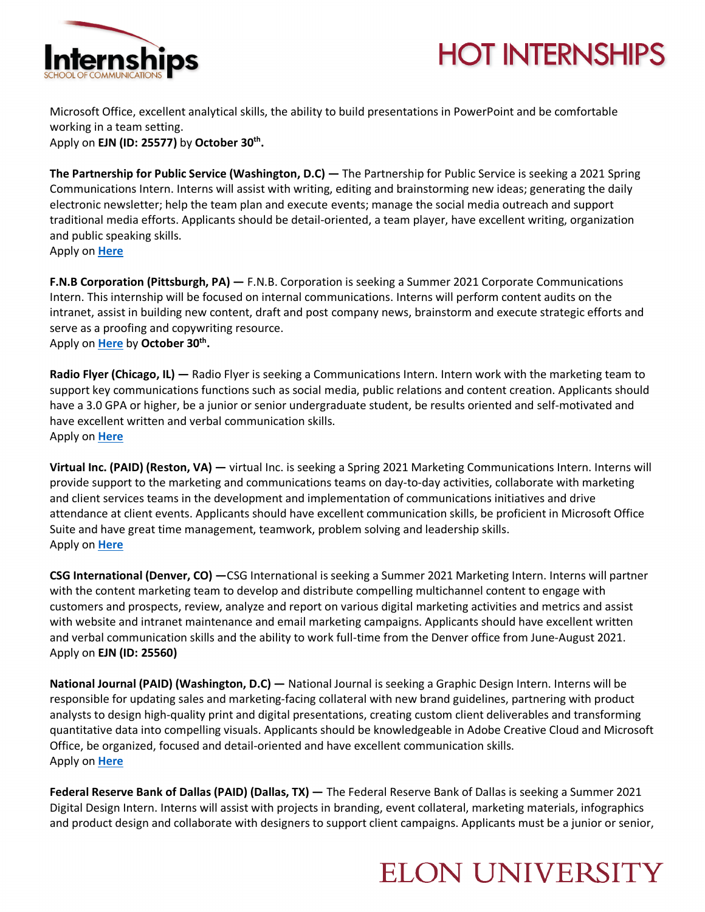Microsoft Office, excellent analytical skills, the ability to build presentations in PowerPoint and be comfortable working in a team setting.
Apply on **EJN (ID: 25577)** by **October 30th.**

**The Partnership for Public Service (Washington, D.C) —** The Partnership for Public Service is seeking a 2021 Spring Communications Intern. Interns will assist with writing, editing and brainstorming new ideas; generating the daily electronic newsletter; help the team plan and execute events; manage the social media outreach and support traditional media efforts. Applicants should be detail-oriented, a team player, have excellent writing, organization and public speaking skills.
Apply on **Here**

**F.N.B Corporation (Pittsburgh, PA) —** F.N.B. Corporation is seeking a Summer 2021 Corporate Communications Intern. This internship will be focused on internal communications. Interns will perform content audits on the intranet, assist in building new content, draft and post company news, brainstorm and execute strategic efforts and serve as a proofing and copywriting resource.
Apply on **Here** by **October 30th.**

**Radio Flyer (Chicago, IL) —** Radio Flyer is seeking a Communications Intern. Intern work with the marketing team to support key communications functions such as social media, public relations and content creation. Applicants should have a 3.0 GPA or higher, be a junior or senior undergraduate student, be results oriented and self-motivated and have excellent written and verbal communication skills.
Apply on **Here**

**Virtual Inc. (PAID) (Reston, VA) —** virtual Inc. is seeking a Spring 2021 Marketing Communications Intern. Interns will provide support to the marketing and communications teams on day-to-day activities, collaborate with marketing and client services teams in the development and implementation of communications initiatives and drive attendance at client events. Applicants should have excellent communication skills, be proficient in Microsoft Office Suite and have great time management, teamwork, problem solving and leadership skills.
Apply on **Here**

**CSG International (Denver, CO) —** CSG International is seeking a Summer 2021 Marketing Intern. Interns will partner with the content marketing team to develop and distribute compelling multichannel content to engage with customers and prospects, review, analyze and report on various digital marketing activities and metrics and assist with website and intranet maintenance and email marketing campaigns. Applicants should have excellent written and verbal communication skills and the ability to work full-time from the Denver office from June-August 2021.
Apply on **EJN (ID: 25560)**

**National Journal (PAID) (Washington, D.C) —** National Journal is seeking a Graphic Design Intern. Interns will be responsible for updating sales and marketing-facing collateral with new brand guidelines, partnering with product analysts to design high-quality print and digital presentations, creating custom client deliverables and transforming quantitative data into compelling visuals. Applicants should be knowledgeable in Adobe Creative Cloud and Microsoft Office, be organized, focused and detail-oriented and have excellent communication skills.
Apply on **Here**

**Federal Reserve Bank of Dallas (PAID) (Dallas, TX) —** The Federal Reserve Bank of Dallas is seeking a Summer 2021 Digital Design Intern. Interns will assist with projects in branding, event collateral, marketing materials, infographics and product design and collaborate with designers to support client campaigns. Applicants must be a junior or senior,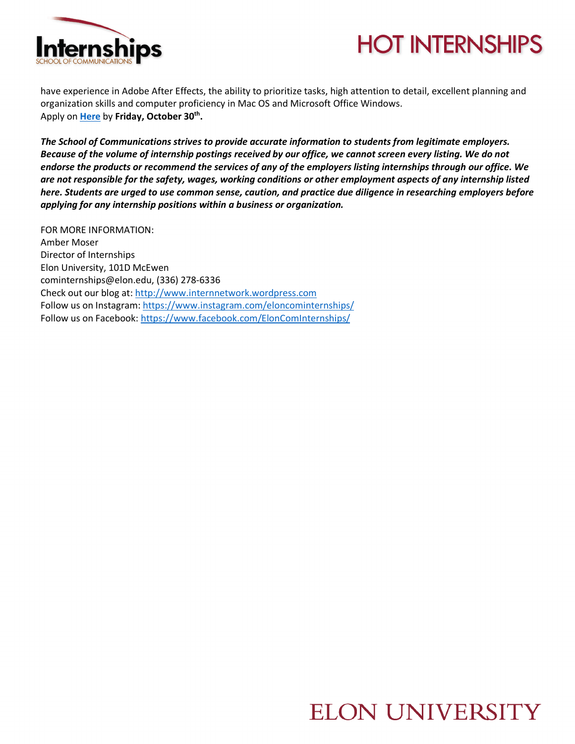have experience in Adobe After Effects, the ability to prioritize tasks, high attention to detail, excellent planning and organization skills and computer proficiency in Mac OS and Microsoft Office Windows.
Apply on **[Here]** by **Friday, October 30th.**

***The School of Communications strives to provide accurate information to students from legitimate employers. Because of the volume of internship postings received by our office, we cannot screen every listing. We do not endorse the products or recommend the services of any of the employers listing internships through our office. We are not responsible for the safety, wages, working conditions or other employment aspects of any internship listed here. Students are urged to use common sense, caution, and practice due diligence in researching employers before applying for any internship positions within a business or organization.***

FOR MORE INFORMATION:
Amber Moser
Director of Internships
Elon University, 101D McEwen
cominternships@elon.edu, (336) 278-6336
Check out our blog at: http://www.internnetwork.wordpress.com
Follow us on Instagram: https://www.instagram.com/eloncominternships/
Follow us on Facebook: https://www.facebook.com/ElonComInternships/